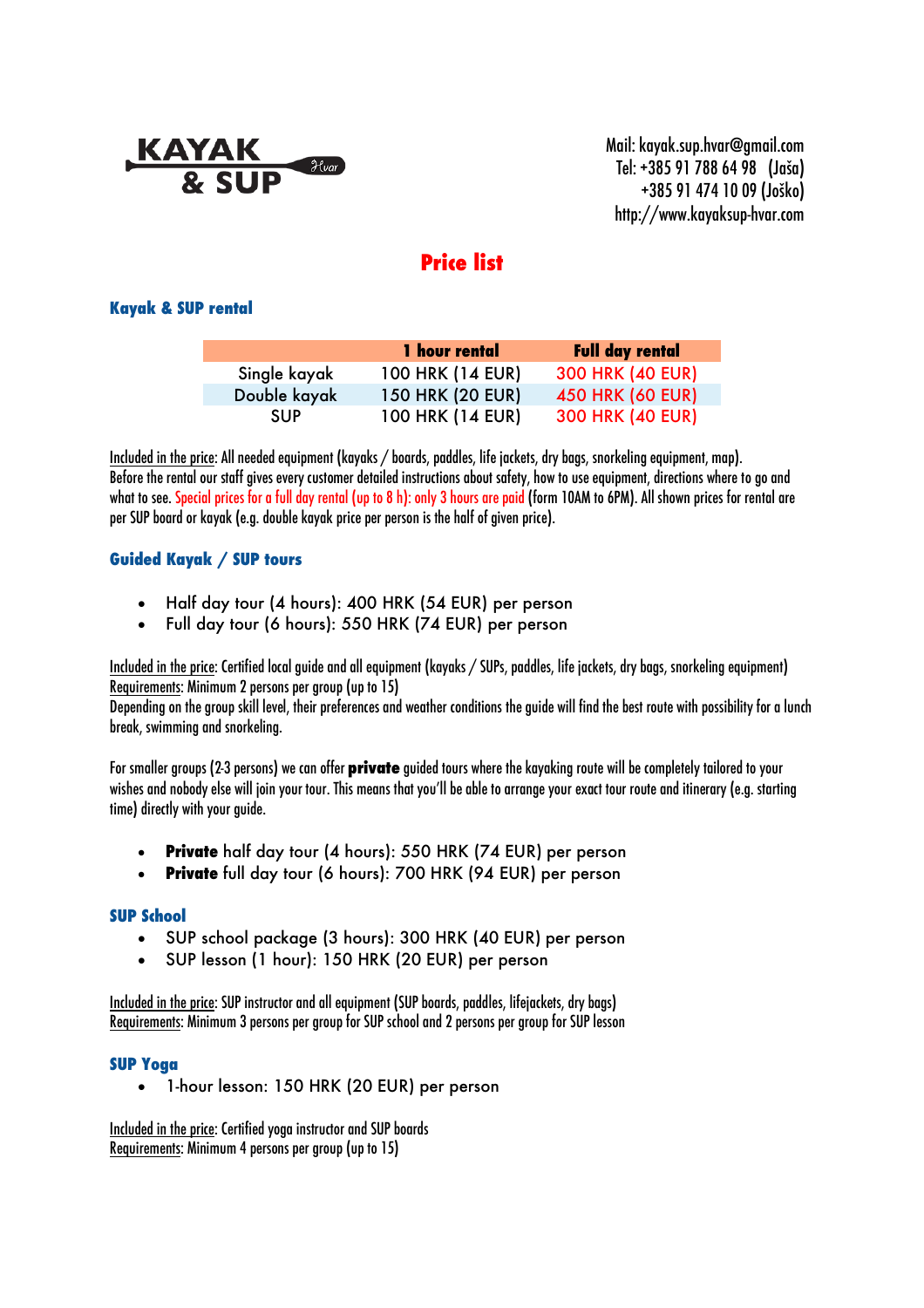KAYAK & SUP Hvar

Mail: kayak.sup.hvar@gmail.com
Tel: +385 91 788 64 98 (Jaša)
+385 91 474 10 09 (Joško)
http://www.kayaksup-hvar.com

# Price list

## Kayak & SUP rental

| | 1 hour rental | Full day rental |
|---|---|---|
| Single kayak | 100 HRK (14 EUR) | 300 HRK (40 EUR) |
| Double kayak | 150 HRK (20 EUR) | 450 HRK (60 EUR) |
| SUP | 100 HRK (14 EUR) | 300 HRK (40 EUR) |

Included in the price: All needed equipment (kayaks / boards, paddles, life jackets, dry bags, snorkeling equipment, map).
Before the rental our staff gives every customer detailed instructions about safety, how to use equipment, directions where to go and what to see. Special prices for a full day rental (up to 8 h): only 3 hours are paid (form 10AM to 6PM). All shown prices for rental are per SUP board or kayak (e.g. double kayak price per person is the half of given price).

## Guided Kayak / SUP tours

- Half day tour (4 hours): 400 HRK (54 EUR) per person
- Full day tour (6 hours): 550 HRK (74 EUR) per person

Included in the price: Certified local guide and all equipment (kayaks / SUPs, paddles, life jackets, dry bags, snorkeling equipment)
Requirements: Minimum 2 persons per group (up to 15)
Depending on the group skill level, their preferences and weather conditions the guide will find the best route with possibility for a lunch break, swimming and snorkeling.

For smaller groups (2-3 persons) we can offer **private** guided tours where the kayaking route will be completely tailored to your wishes and nobody else will join your tour. This means that you'll be able to arrange your exact tour route and itinerary (e.g. starting time) directly with your guide.

- **Private** half day tour (4 hours): 550 HRK (74 EUR) per person
- **Private** full day tour (6 hours): 700 HRK (94 EUR) per person

## SUP School

- SUP school package (3 hours): 300 HRK (40 EUR) per person
- SUP lesson (1 hour): 150 HRK (20 EUR) per person

Included in the price: SUP instructor and all equipment (SUP boards, paddles, lifejackets, dry bags)
Requirements: Minimum 3 persons per group for SUP school and 2 persons per group for SUP lesson

## SUP Yoga

- 1-hour lesson: 150 HRK (20 EUR) per person

Included in the price: Certified yoga instructor and SUP boards
Requirements: Minimum 4 persons per group (up to 15)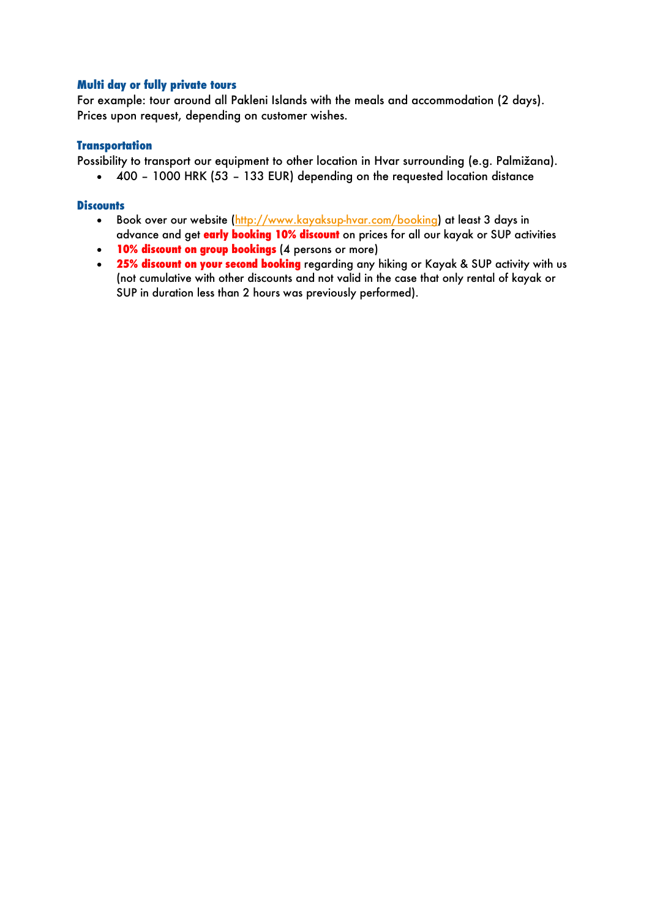### Multi day or fully private tours

For example: tour around all Pakleni Islands with the meals and accommodation (2 days). Prices upon request, depending on customer wishes.

### Transportation

Possibility to transport our equipment to other location in Hvar surrounding (e.g. Palmižana).

- 400 – 1000 HRK (53 – 133 EUR) depending on the requested location distance

### Discounts

- Book over our website (http://www.kayaksup-hvar.com/booking) at least 3 days in advance and get **early booking 10% discount** on prices for all our kayak or SUP activities
- **10% discount on group bookings** (4 persons or more)
- **25% discount on your second booking** regarding any hiking or Kayak & SUP activity with us (not cumulative with other discounts and not valid in the case that only rental of kayak or SUP in duration less than 2 hours was previously performed).